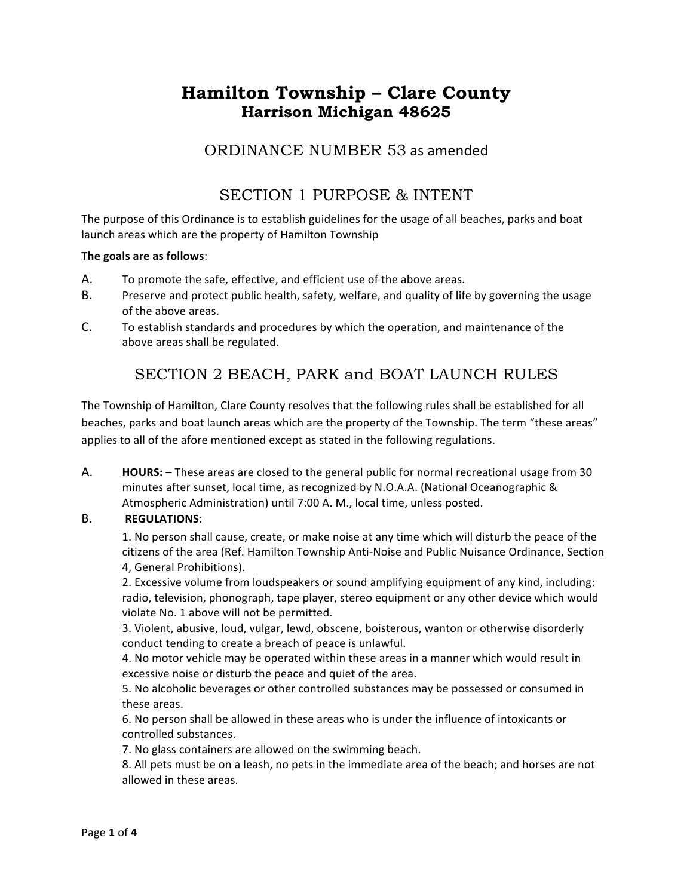# Hamilton Township – Clare County
## Harrison Michigan 48625

## ORDINANCE NUMBER 53 as amended

## SECTION 1 PURPOSE & INTENT

The purpose of this Ordinance is to establish guidelines for the usage of all beaches, parks and boat launch areas which are the property of Hamilton Township

**The goals are as follows**:

A. To promote the safe, effective, and efficient use of the above areas.

B. Preserve and protect public health, safety, welfare, and quality of life by governing the usage of the above areas.

C. To establish standards and procedures by which the operation, and maintenance of the above areas shall be regulated.

## SECTION 2 BEACH, PARK and BOAT LAUNCH RULES

The Township of Hamilton, Clare County resolves that the following rules shall be established for all beaches, parks and boat launch areas which are the property of the Township. The term "these areas" applies to all of the afore mentioned except as stated in the following regulations.

A. **HOURS:** – These areas are closed to the general public for normal recreational usage from 30 minutes after sunset, local time, as recognized by N.O.A.A. (National Oceanographic & Atmospheric Administration) until 7:00 A. M., local time, unless posted.

B. **REGULATIONS**:

1. No person shall cause, create, or make noise at any time which will disturb the peace of the citizens of the area (Ref. Hamilton Township Anti-Noise and Public Nuisance Ordinance, Section 4, General Prohibitions).
2. Excessive volume from loudspeakers or sound amplifying equipment of any kind, including: radio, television, phonograph, tape player, stereo equipment or any other device which would violate No. 1 above will not be permitted.
3. Violent, abusive, loud, vulgar, lewd, obscene, boisterous, wanton or otherwise disorderly conduct tending to create a breach of peace is unlawful.
4. No motor vehicle may be operated within these areas in a manner which would result in excessive noise or disturb the peace and quiet of the area.
5. No alcoholic beverages or other controlled substances may be possessed or consumed in these areas.
6. No person shall be allowed in these areas who is under the influence of intoxicants or controlled substances.
7. No glass containers are allowed on the swimming beach.
8. All pets must be on a leash, no pets in the immediate area of the beach; and horses are not allowed in these areas.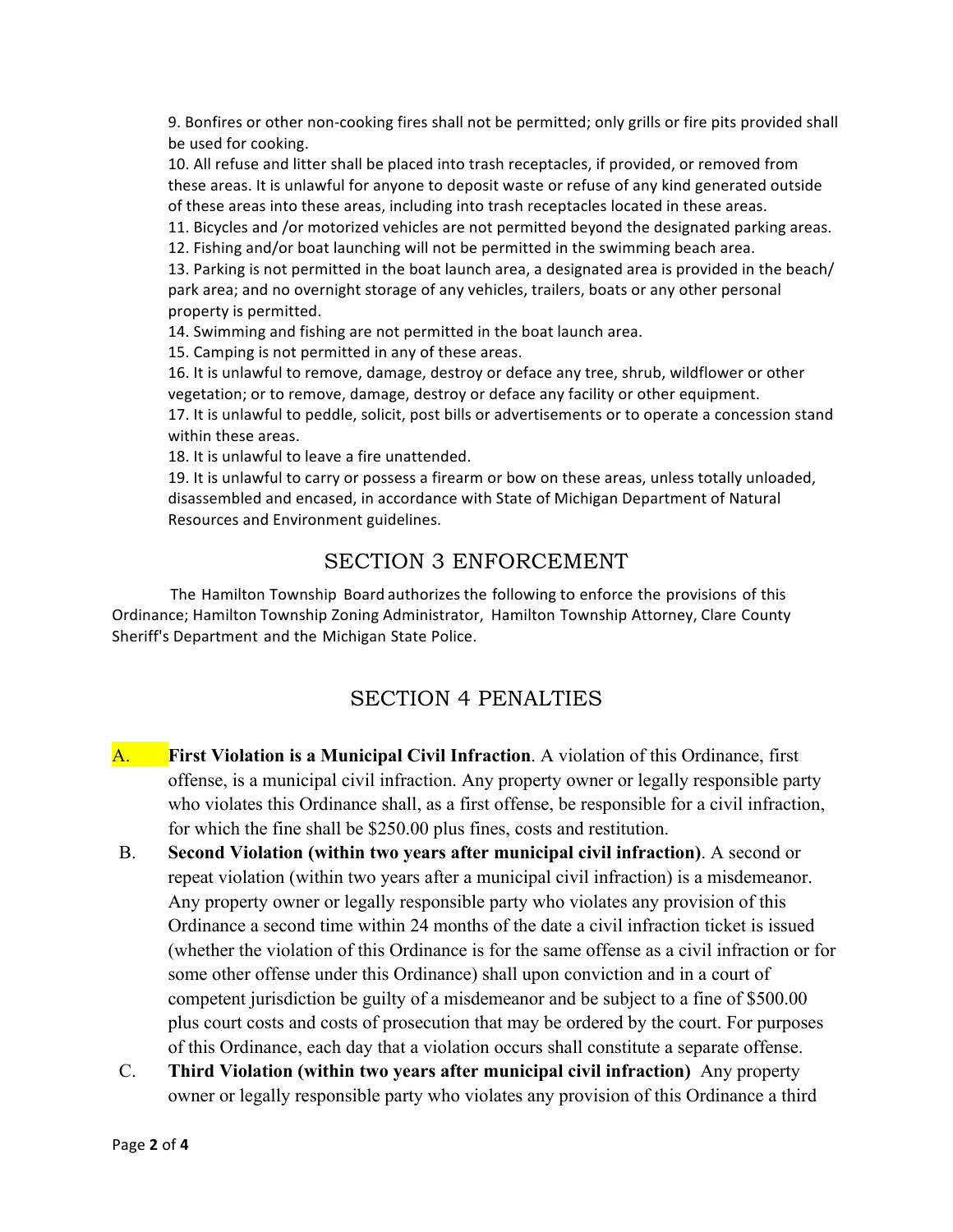9. Bonfires or other non-cooking fires shall not be permitted; only grills or fire pits provided shall be used for cooking.

10. All refuse and litter shall be placed into trash receptacles, if provided, or removed from these areas. It is unlawful for anyone to deposit waste or refuse of any kind generated outside of these areas into these areas, including into trash receptacles located in these areas.

11. Bicycles and /or motorized vehicles are not permitted beyond the designated parking areas.

12. Fishing and/or boat launching will not be permitted in the swimming beach area.

13. Parking is not permitted in the boat launch area, a designated area is provided in the beach/ park area; and no overnight storage of any vehicles, trailers, boats or any other personal property is permitted.

14. Swimming and fishing are not permitted in the boat launch area.

15. Camping is not permitted in any of these areas.

16. It is unlawful to remove, damage, destroy or deface any tree, shrub, wildflower or other vegetation; or to remove, damage, destroy or deface any facility or other equipment.

17. It is unlawful to peddle, solicit, post bills or advertisements or to operate a concession stand within these areas.

18. It is unlawful to leave a fire unattended.

19. It is unlawful to carry or possess a firearm or bow on these areas, unless totally unloaded, disassembled and encased, in accordance with State of Michigan Department of Natural Resources and Environment guidelines.

## SECTION 3 ENFORCEMENT

The Hamilton Township Board authorizes the following to enforce the provisions of this Ordinance; Hamilton Township Zoning Administrator, Hamilton Township Attorney, Clare County Sheriff's Department and the Michigan State Police.

## SECTION 4 PENALTIES

A. **First Violation is a Municipal Civil Infraction**. A violation of this Ordinance, first offense, is a municipal civil infraction. Any property owner or legally responsible party who violates this Ordinance shall, as a first offense, be responsible for a civil infraction, for which the fine shall be $250.00 plus fines, costs and restitution.

B. **Second Violation (within two years after municipal civil infraction)**. A second or repeat violation (within two years after a municipal civil infraction) is a misdemeanor. Any property owner or legally responsible party who violates any provision of this Ordinance a second time within 24 months of the date a civil infraction ticket is issued (whether the violation of this Ordinance is for the same offense as a civil infraction or for some other offense under this Ordinance) shall upon conviction and in a court of competent jurisdiction be guilty of a misdemeanor and be subject to a fine of $500.00 plus court costs and costs of prosecution that may be ordered by the court. For purposes of this Ordinance, each day that a violation occurs shall constitute a separate offense.

C. **Third Violation (within two years after municipal civil infraction)** Any property owner or legally responsible party who violates any provision of this Ordinance a third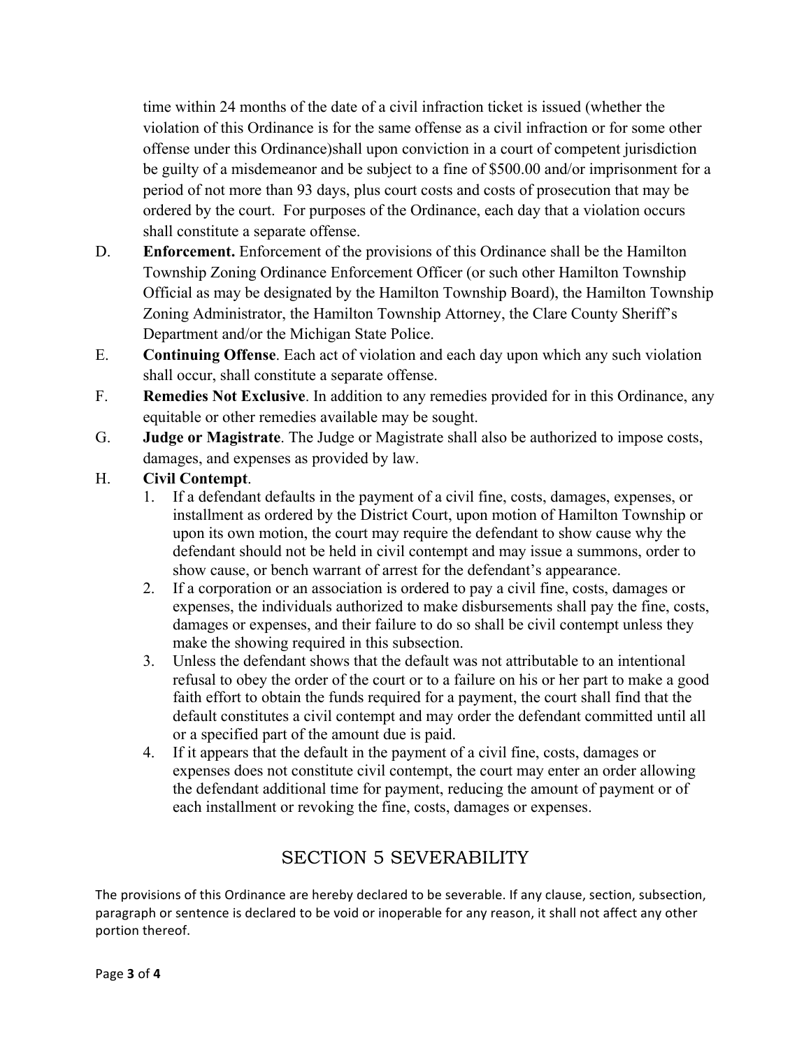time within 24 months of the date of a civil infraction ticket is issued (whether the violation of this Ordinance is for the same offense as a civil infraction or for some other offense under this Ordinance)shall upon conviction in a court of competent jurisdiction be guilty of a misdemeanor and be subject to a fine of $500.00 and/or imprisonment for a period of not more than 93 days, plus court costs and costs of prosecution that may be ordered by the court. For purposes of the Ordinance, each day that a violation occurs shall constitute a separate offense.

D. **Enforcement.** Enforcement of the provisions of this Ordinance shall be the Hamilton Township Zoning Ordinance Enforcement Officer (or such other Hamilton Township Official as may be designated by the Hamilton Township Board), the Hamilton Township Zoning Administrator, the Hamilton Township Attorney, the Clare County Sheriff's Department and/or the Michigan State Police.

E. **Continuing Offense**. Each act of violation and each day upon which any such violation shall occur, shall constitute a separate offense.

F. **Remedies Not Exclusive**. In addition to any remedies provided for in this Ordinance, any equitable or other remedies available may be sought.

G. **Judge or Magistrate**. The Judge or Magistrate shall also be authorized to impose costs, damages, and expenses as provided by law.

H. **Civil Contempt**.

1. If a defendant defaults in the payment of a civil fine, costs, damages, expenses, or installment as ordered by the District Court, upon motion of Hamilton Township or upon its own motion, the court may require the defendant to show cause why the defendant should not be held in civil contempt and may issue a summons, order to show cause, or bench warrant of arrest for the defendant's appearance.
2. If a corporation or an association is ordered to pay a civil fine, costs, damages or expenses, the individuals authorized to make disbursements shall pay the fine, costs, damages or expenses, and their failure to do so shall be civil contempt unless they make the showing required in this subsection.
3. Unless the defendant shows that the default was not attributable to an intentional refusal to obey the order of the court or to a failure on his or her part to make a good faith effort to obtain the funds required for a payment, the court shall find that the default constitutes a civil contempt and may order the defendant committed until all or a specified part of the amount due is paid.
4. If it appears that the default in the payment of a civil fine, costs, damages or expenses does not constitute civil contempt, the court may enter an order allowing the defendant additional time for payment, reducing the amount of payment or of each installment or revoking the fine, costs, damages or expenses.

## SECTION 5 SEVERABILITY

The provisions of this Ordinance are hereby declared to be severable. If any clause, section, subsection, paragraph or sentence is declared to be void or inoperable for any reason, it shall not affect any other portion thereof.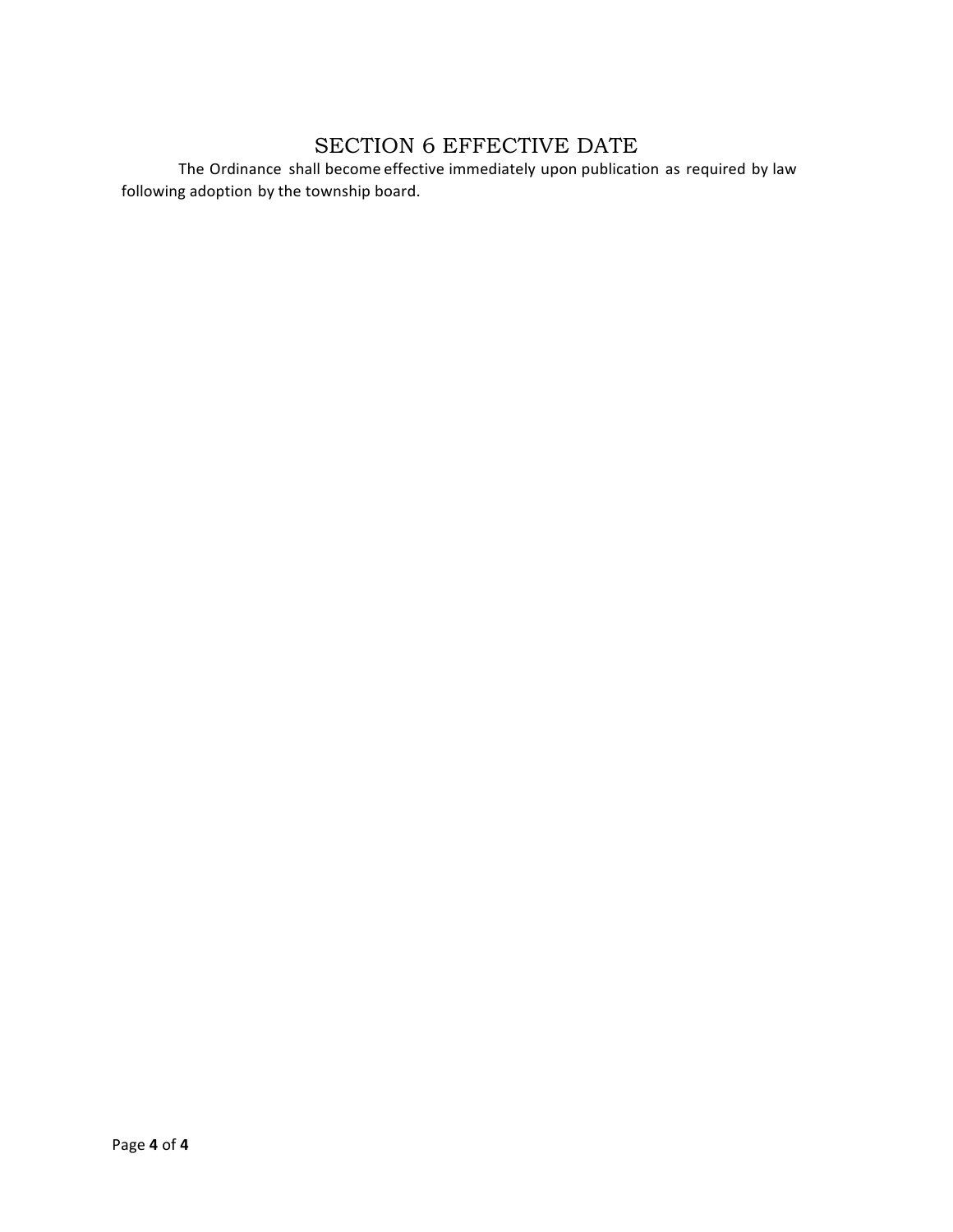## SECTION 6 EFFECTIVE DATE

The Ordinance shall become effective immediately upon publication as required by law following adoption by the township board.